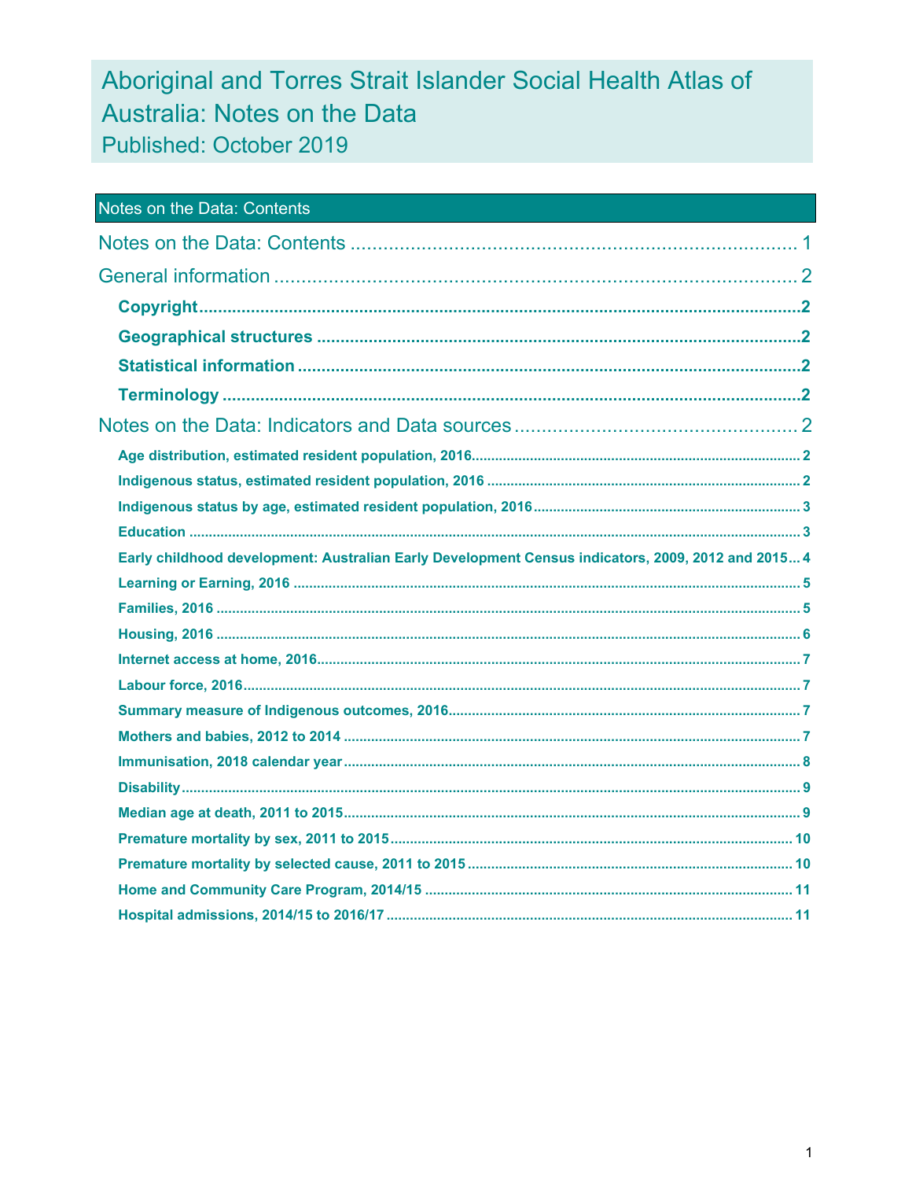# Aboriginal and Torres Strait Islander Social Health Atlas of Australia: Notes on the Data

## Published: October 2019

## Notes on the Data: Contents

Notes on the Data: Contents .................................................................... 1

General information .................................................................... 2

- **Copyright** .................................................................... 2
- **Geographical structures** .................................................................... 2
- **Statistical information** .................................................................... 2
- **Terminology** .................................................................... 2

Notes on the Data: Indicators and Data sources .................................................................... 2

- **Age distribution, estimated resident population, 2016** .................................................................... 2
- **Indigenous status, estimated resident population, 2016** .................................................................... 2
- **Indigenous status by age, estimated resident population, 2016** .................................................................... 3
- **Education** .................................................................... 3
- **Early childhood development: Australian Early Development Census indicators, 2009, 2012 and 2015** ... 4
- **Learning or Earning, 2016** .................................................................... 5
- **Families, 2016** .................................................................... 5
- **Housing, 2016** .................................................................... 6
- **Internet access at home, 2016** .................................................................... 7
- **Labour force, 2016** .................................................................... 7
- **Summary measure of Indigenous outcomes, 2016** .................................................................... 7
- **Mothers and babies, 2012 to 2014** .................................................................... 7
- **Immunisation, 2018 calendar year** .................................................................... 8
- **Disability** .................................................................... 9
- **Median age at death, 2011 to 2015** .................................................................... 9
- **Premature mortality by sex, 2011 to 2015** .................................................................... 10
- **Premature mortality by selected cause, 2011 to 2015** .................................................................... 10
- **Home and Community Care Program, 2014/15** .................................................................... 11
- **Hospital admissions, 2014/15 to 2016/17** .................................................................... 11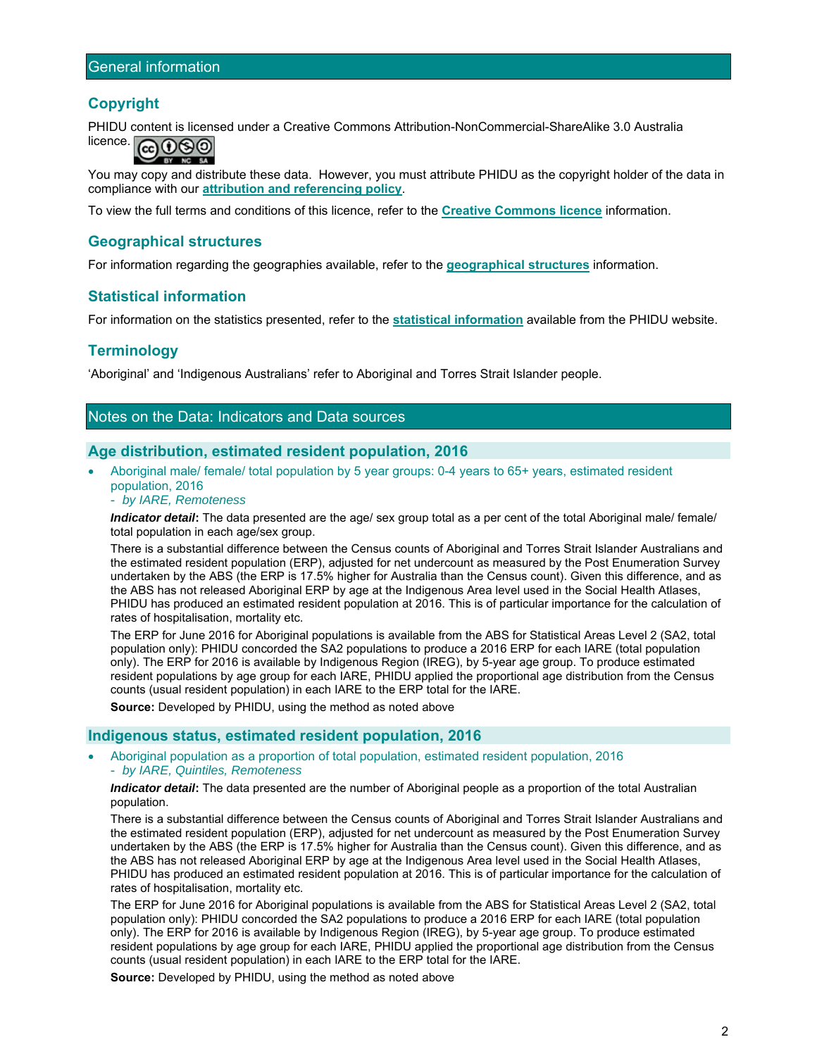## General information

### Copyright

PHIDU content is licensed under a Creative Commons Attribution-NonCommercial-ShareAlike 3.0 Australia licence.

You may copy and distribute these data. However, you must attribute PHIDU as the copyright holder of the data in compliance with our **attribution and referencing policy**.

To view the full terms and conditions of this licence, refer to the **Creative Commons licence** information.

### Geographical structures

For information regarding the geographies available, refer to the **geographical structures** information.

### Statistical information

For information on the statistics presented, refer to the **statistical information** available from the PHIDU website.

### Terminology

'Aboriginal' and 'Indigenous Australians' refer to Aboriginal and Torres Strait Islander people.

## Notes on the Data: Indicators and Data sources

### Age distribution, estimated resident population, 2016

- Aboriginal male/ female/ total population by 5 year groups: 0-4 years to 65+ years, estimated resident population, 2016
  - *by IARE, Remoteness*

  ***Indicator detail***: The data presented are the age/ sex group total as a per cent of the total Aboriginal male/ female/ total population in each age/sex group.

  There is a substantial difference between the Census counts of Aboriginal and Torres Strait Islander Australians and the estimated resident population (ERP), adjusted for net undercount as measured by the Post Enumeration Survey undertaken by the ABS (the ERP is 17.5% higher for Australia than the Census count). Given this difference, and as the ABS has not released Aboriginal ERP by age at the Indigenous Area level used in the Social Health Atlases, PHIDU has produced an estimated resident population at 2016. This is of particular importance for the calculation of rates of hospitalisation, mortality etc.

  The ERP for June 2016 for Aboriginal populations is available from the ABS for Statistical Areas Level 2 (SA2, total population only): PHIDU concorded the SA2 populations to produce a 2016 ERP for each IARE (total population only). The ERP for 2016 is available by Indigenous Region (IREG), by 5-year age group. To produce estimated resident populations by age group for each IARE, PHIDU applied the proportional age distribution from the Census counts (usual resident population) in each IARE to the ERP total for the IARE.

  **Source:** Developed by PHIDU, using the method as noted above

### Indigenous status, estimated resident population, 2016

- Aboriginal population as a proportion of total population, estimated resident population, 2016
  - *by IARE, Quintiles, Remoteness*

  ***Indicator detail***: The data presented are the number of Aboriginal people as a proportion of the total Australian population.

  There is a substantial difference between the Census counts of Aboriginal and Torres Strait Islander Australians and the estimated resident population (ERP), adjusted for net undercount as measured by the Post Enumeration Survey undertaken by the ABS (the ERP is 17.5% higher for Australia than the Census count). Given this difference, and as the ABS has not released Aboriginal ERP by age at the Indigenous Area level used in the Social Health Atlases, PHIDU has produced an estimated resident population at 2016. This is of particular importance for the calculation of rates of hospitalisation, mortality etc.

  The ERP for June 2016 for Aboriginal populations is available from the ABS for Statistical Areas Level 2 (SA2, total population only): PHIDU concorded the SA2 populations to produce a 2016 ERP for each IARE (total population only). The ERP for 2016 is available by Indigenous Region (IREG), by 5-year age group. To produce estimated resident populations by age group for each IARE, PHIDU applied the proportional age distribution from the Census counts (usual resident population) in each IARE to the ERP total for the IARE.

  **Source:** Developed by PHIDU, using the method as noted above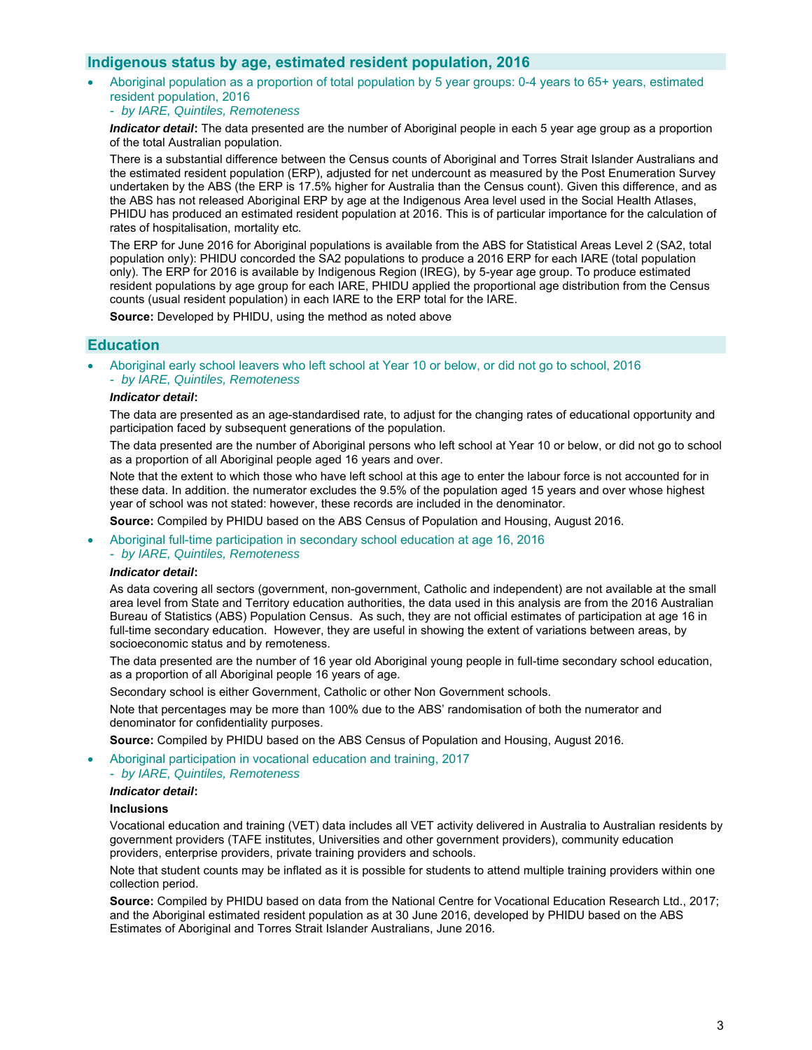## Indigenous status by age, estimated resident population, 2016

- Aboriginal population as a proportion of total population by 5 year groups: 0-4 years to 65+ years, estimated resident population, 2016
  *- by IARE, Quintiles, Remoteness*

  ***Indicator detail*:** The data presented are the number of Aboriginal people in each 5 year age group as a proportion of the total Australian population.

  There is a substantial difference between the Census counts of Aboriginal and Torres Strait Islander Australians and the estimated resident population (ERP), adjusted for net undercount as measured by the Post Enumeration Survey undertaken by the ABS (the ERP is 17.5% higher for Australia than the Census count). Given this difference, and as the ABS has not released Aboriginal ERP by age at the Indigenous Area level used in the Social Health Atlases, PHIDU has produced an estimated resident population at 2016. This is of particular importance for the calculation of rates of hospitalisation, mortality etc.

  The ERP for June 2016 for Aboriginal populations is available from the ABS for Statistical Areas Level 2 (SA2, total population only): PHIDU concorded the SA2 populations to produce a 2016 ERP for each IARE (total population only). The ERP for 2016 is available by Indigenous Region (IREG), by 5-year age group. To produce estimated resident populations by age group for each IARE, PHIDU applied the proportional age distribution from the Census counts (usual resident population) in each IARE to the ERP total for the IARE.

  **Source:** Developed by PHIDU, using the method as noted above

## Education

- Aboriginal early school leavers who left school at Year 10 or below, or did not go to school, 2016
  *- by IARE, Quintiles, Remoteness*

  ***Indicator detail*:**

  The data are presented as an age-standardised rate, to adjust for the changing rates of educational opportunity and participation faced by subsequent generations of the population.

  The data presented are the number of Aboriginal persons who left school at Year 10 or below, or did not go to school as a proportion of all Aboriginal people aged 16 years and over.

  Note that the extent to which those who have left school at this age to enter the labour force is not accounted for in these data. In addition. the numerator excludes the 9.5% of the population aged 15 years and over whose highest year of school was not stated: however, these records are included in the denominator.

  **Source:** Compiled by PHIDU based on the ABS Census of Population and Housing, August 2016.

- Aboriginal full-time participation in secondary school education at age 16, 2016
  *- by IARE, Quintiles, Remoteness*

  ***Indicator detail*:**

  As data covering all sectors (government, non-government, Catholic and independent) are not available at the small area level from State and Territory education authorities, the data used in this analysis are from the 2016 Australian Bureau of Statistics (ABS) Population Census. As such, they are not official estimates of participation at age 16 in full-time secondary education. However, they are useful in showing the extent of variations between areas, by socioeconomic status and by remoteness.

  The data presented are the number of 16 year old Aboriginal young people in full-time secondary school education, as a proportion of all Aboriginal people 16 years of age.

  Secondary school is either Government, Catholic or other Non Government schools.

  Note that percentages may be more than 100% due to the ABS' randomisation of both the numerator and denominator for confidentiality purposes.

  **Source:** Compiled by PHIDU based on the ABS Census of Population and Housing, August 2016.

- Aboriginal participation in vocational education and training, 2017
  *- by IARE, Quintiles, Remoteness*

  ***Indicator detail*:**

  **Inclusions**

  Vocational education and training (VET) data includes all VET activity delivered in Australia to Australian residents by government providers (TAFE institutes, Universities and other government providers), community education providers, enterprise providers, private training providers and schools.

  Note that student counts may be inflated as it is possible for students to attend multiple training providers within one collection period.

  **Source:** Compiled by PHIDU based on data from the National Centre for Vocational Education Research Ltd., 2017; and the Aboriginal estimated resident population as at 30 June 2016, developed by PHIDU based on the ABS Estimates of Aboriginal and Torres Strait Islander Australians, June 2016.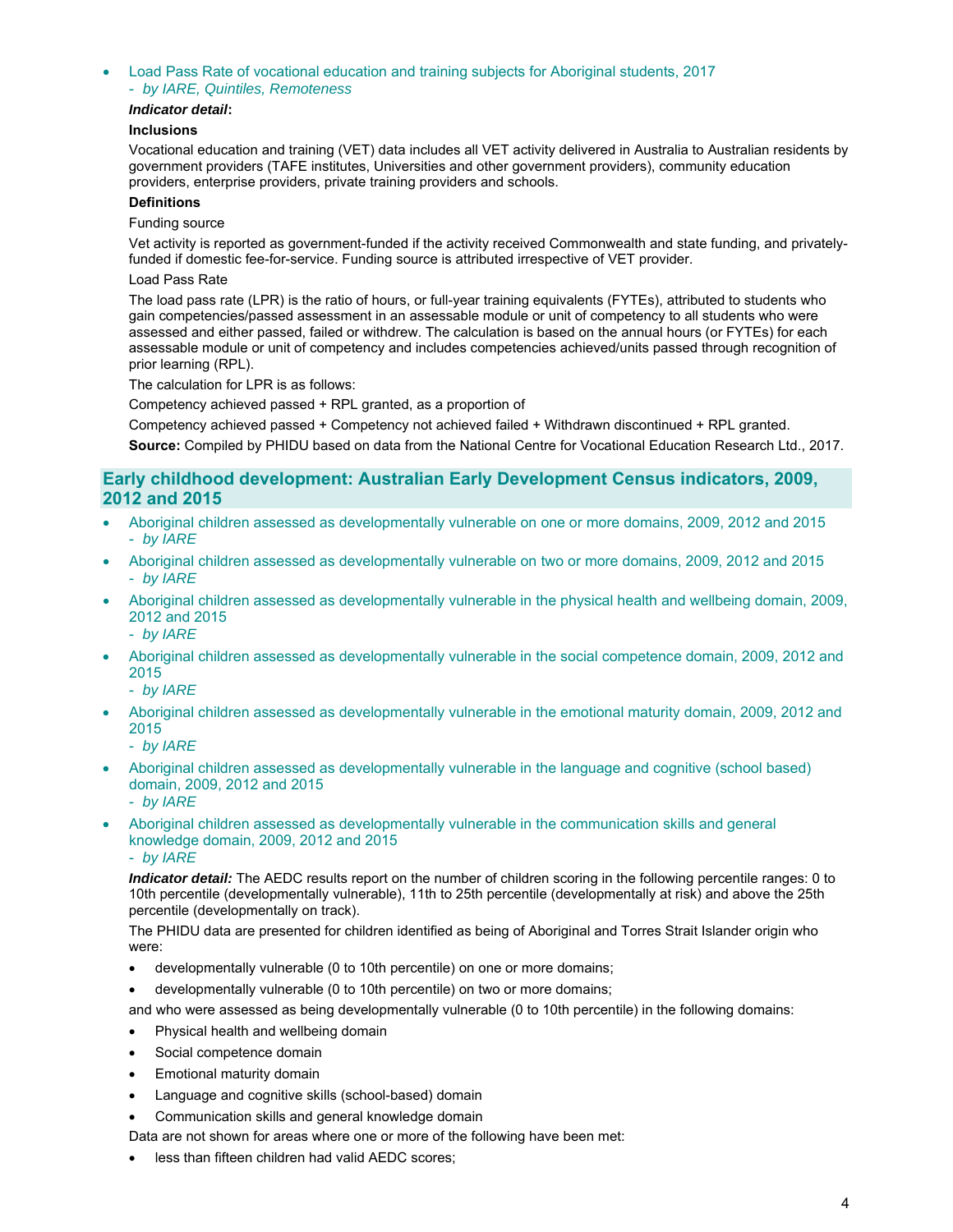- Load Pass Rate of vocational education and training subjects for Aboriginal students, 2017
  - *by IARE, Quintiles, Remoteness*

***Indicator detail*:**

**Inclusions**

Vocational education and training (VET) data includes all VET activity delivered in Australia to Australian residents by government providers (TAFE institutes, Universities and other government providers), community education providers, enterprise providers, private training providers and schools.

**Definitions**

Funding source

Vet activity is reported as government-funded if the activity received Commonwealth and state funding, and privately-funded if domestic fee-for-service. Funding source is attributed irrespective of VET provider.

Load Pass Rate

The load pass rate (LPR) is the ratio of hours, or full-year training equivalents (FYTEs), attributed to students who gain competencies/passed assessment in an assessable module or unit of competency to all students who were assessed and either passed, failed or withdrew. The calculation is based on the annual hours (or FYTEs) for each assessable module or unit of competency and includes competencies achieved/units passed through recognition of prior learning (RPL).

The calculation for LPR is as follows:

Competency achieved passed + RPL granted, as a proportion of

Competency achieved passed + Competency not achieved failed + Withdrawn discontinued + RPL granted.

**Source:** Compiled by PHIDU based on data from the National Centre for Vocational Education Research Ltd., 2017.

## Early childhood development: Australian Early Development Census indicators, 2009, 2012 and 2015

- Aboriginal children assessed as developmentally vulnerable on one or more domains, 2009, 2012 and 2015
  - *by IARE*
- Aboriginal children assessed as developmentally vulnerable on two or more domains, 2009, 2012 and 2015
  - *by IARE*
- Aboriginal children assessed as developmentally vulnerable in the physical health and wellbeing domain, 2009, 2012 and 2015
  - *by IARE*
- Aboriginal children assessed as developmentally vulnerable in the social competence domain, 2009, 2012 and 2015
  - *by IARE*
- Aboriginal children assessed as developmentally vulnerable in the emotional maturity domain, 2009, 2012 and 2015
  - *by IARE*
- Aboriginal children assessed as developmentally vulnerable in the language and cognitive (school based) domain, 2009, 2012 and 2015
  - *by IARE*
- Aboriginal children assessed as developmentally vulnerable in the communication skills and general knowledge domain, 2009, 2012 and 2015
  - *by IARE*

***Indicator detail:*** The AEDC results report on the number of children scoring in the following percentile ranges: 0 to 10th percentile (developmentally vulnerable), 11th to 25th percentile (developmentally at risk) and above the 25th percentile (developmentally on track).

The PHIDU data are presented for children identified as being of Aboriginal and Torres Strait Islander origin who were:

- developmentally vulnerable (0 to 10th percentile) on one or more domains;
- developmentally vulnerable (0 to 10th percentile) on two or more domains;

and who were assessed as being developmentally vulnerable (0 to 10th percentile) in the following domains:

- Physical health and wellbeing domain
- Social competence domain
- Emotional maturity domain
- Language and cognitive skills (school-based) domain
- Communication skills and general knowledge domain

Data are not shown for areas where one or more of the following have been met:

- less than fifteen children had valid AEDC scores;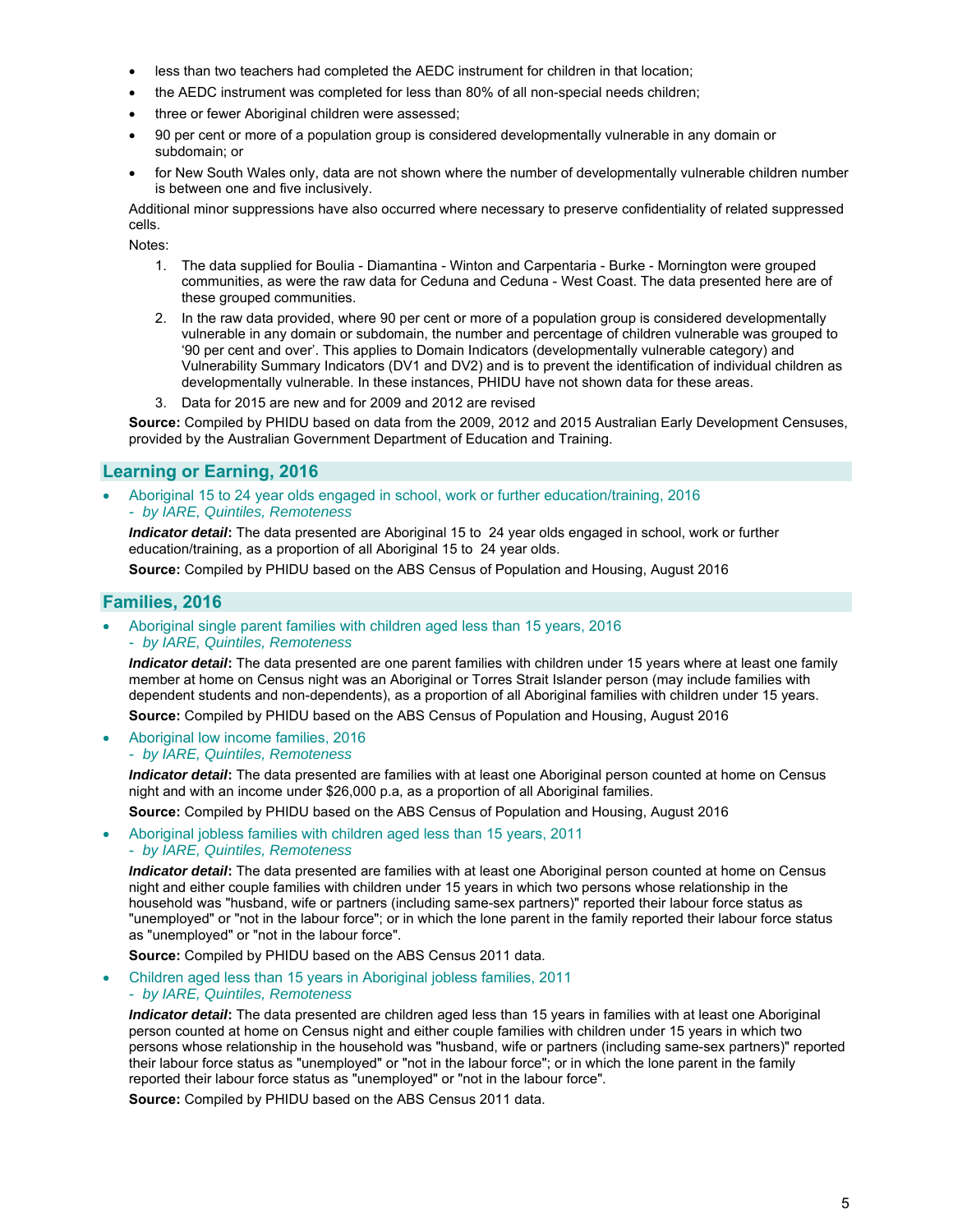- less than two teachers had completed the AEDC instrument for children in that location;
- the AEDC instrument was completed for less than 80% of all non-special needs children;
- three or fewer Aboriginal children were assessed;
- 90 per cent or more of a population group is considered developmentally vulnerable in any domain or subdomain; or
- for New South Wales only, data are not shown where the number of developmentally vulnerable children number is between one and five inclusively.

Additional minor suppressions have also occurred where necessary to preserve confidentiality of related suppressed cells.

Notes:

1. The data supplied for Boulia - Diamantina - Winton and Carpentaria - Burke - Mornington were grouped communities, as were the raw data for Ceduna and Ceduna - West Coast. The data presented here are of these grouped communities.
2. In the raw data provided, where 90 per cent or more of a population group is considered developmentally vulnerable in any domain or subdomain, the number and percentage of children vulnerable was grouped to '90 per cent and over'. This applies to Domain Indicators (developmentally vulnerable category) and Vulnerability Summary Indicators (DV1 and DV2) and is to prevent the identification of individual children as developmentally vulnerable. In these instances, PHIDU have not shown data for these areas.
3. Data for 2015 are new and for 2009 and 2012 are revised

**Source:** Compiled by PHIDU based on data from the 2009, 2012 and 2015 Australian Early Development Censuses, provided by the Australian Government Department of Education and Training.

## Learning or Earning, 2016

- Aboriginal 15 to 24 year olds engaged in school, work or further education/training, 2016
  *- by IARE, Quintiles, Remoteness*

  ***Indicator detail*:** The data presented are Aboriginal 15 to 24 year olds engaged in school, work or further education/training, as a proportion of all Aboriginal 15 to 24 year olds.

  **Source:** Compiled by PHIDU based on the ABS Census of Population and Housing, August 2016

## Families, 2016

- Aboriginal single parent families with children aged less than 15 years, 2016
  *- by IARE, Quintiles, Remoteness*

  ***Indicator detail*:** The data presented are one parent families with children under 15 years where at least one family member at home on Census night was an Aboriginal or Torres Strait Islander person (may include families with dependent students and non-dependents), as a proportion of all Aboriginal families with children under 15 years.

  **Source:** Compiled by PHIDU based on the ABS Census of Population and Housing, August 2016

- Aboriginal low income families, 2016
  *- by IARE, Quintiles, Remoteness*

  ***Indicator detail*:** The data presented are families with at least one Aboriginal person counted at home on Census night and with an income under $26,000 p.a, as a proportion of all Aboriginal families.

  **Source:** Compiled by PHIDU based on the ABS Census of Population and Housing, August 2016

- Aboriginal jobless families with children aged less than 15 years, 2011
  *- by IARE, Quintiles, Remoteness*

  ***Indicator detail*:** The data presented are families with at least one Aboriginal person counted at home on Census night and either couple families with children under 15 years in which two persons whose relationship in the household was "husband, wife or partners (including same-sex partners)" reported their labour force status as "unemployed" or "not in the labour force"; or in which the lone parent in the family reported their labour force status as "unemployed" or "not in the labour force".

  **Source:** Compiled by PHIDU based on the ABS Census 2011 data.

- Children aged less than 15 years in Aboriginal jobless families, 2011
  *- by IARE, Quintiles, Remoteness*

  ***Indicator detail*:** The data presented are children aged less than 15 years in families with at least one Aboriginal person counted at home on Census night and either couple families with children under 15 years in which two persons whose relationship in the household was "husband, wife or partners (including same-sex partners)" reported their labour force status as "unemployed" or "not in the labour force"; or in which the lone parent in the family reported their labour force status as "unemployed" or "not in the labour force".

  **Source:** Compiled by PHIDU based on the ABS Census 2011 data.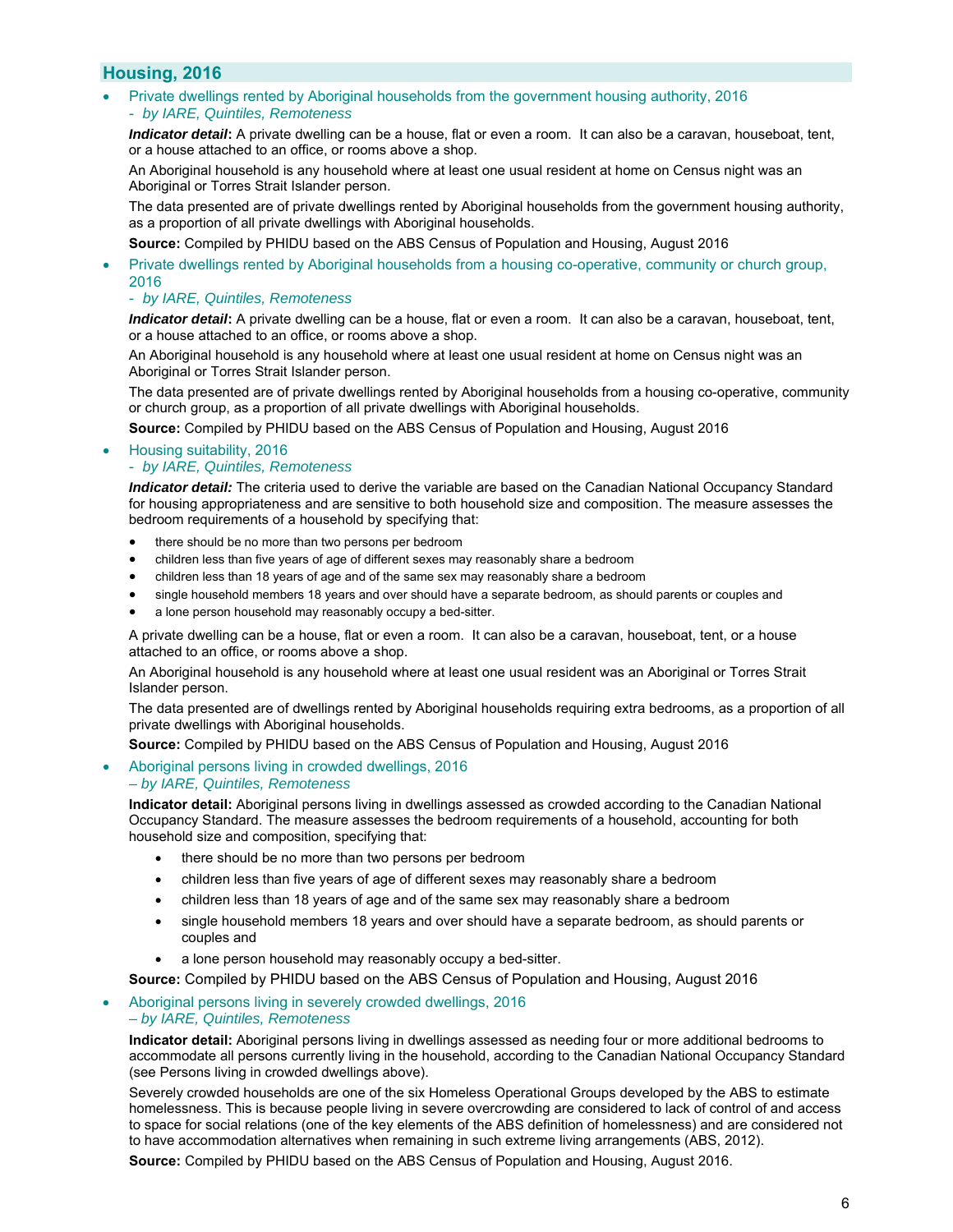## Housing, 2016

- Private dwellings rented by Aboriginal households from the government housing authority, 2016
  *- by IARE, Quintiles, Remoteness*

  ***Indicator detail*:** A private dwelling can be a house, flat or even a room. It can also be a caravan, houseboat, tent, or a house attached to an office, or rooms above a shop.

  An Aboriginal household is any household where at least one usual resident at home on Census night was an Aboriginal or Torres Strait Islander person.

  The data presented are of private dwellings rented by Aboriginal households from the government housing authority, as a proportion of all private dwellings with Aboriginal households.

  **Source:** Compiled by PHIDU based on the ABS Census of Population and Housing, August 2016

- Private dwellings rented by Aboriginal households from a housing co-operative, community or church group, 2016
  *- by IARE, Quintiles, Remoteness*

  ***Indicator detail*:** A private dwelling can be a house, flat or even a room. It can also be a caravan, houseboat, tent, or a house attached to an office, or rooms above a shop.

  An Aboriginal household is any household where at least one usual resident at home on Census night was an Aboriginal or Torres Strait Islander person.

  The data presented are of private dwellings rented by Aboriginal households from a housing co-operative, community or church group, as a proportion of all private dwellings with Aboriginal households.

  **Source:** Compiled by PHIDU based on the ABS Census of Population and Housing, August 2016

- Housing suitability, 2016
  *- by IARE, Quintiles, Remoteness*

  ***Indicator detail:*** The criteria used to derive the variable are based on the Canadian National Occupancy Standard for housing appropriateness and are sensitive to both household size and composition. The measure assesses the bedroom requirements of a household by specifying that:

  - there should be no more than two persons per bedroom
  - children less than five years of age of different sexes may reasonably share a bedroom
  - children less than 18 years of age and of the same sex may reasonably share a bedroom
  - single household members 18 years and over should have a separate bedroom, as should parents or couples and
  - a lone person household may reasonably occupy a bed-sitter.

  A private dwelling can be a house, flat or even a room. It can also be a caravan, houseboat, tent, or a house attached to an office, or rooms above a shop.

  An Aboriginal household is any household where at least one usual resident was an Aboriginal or Torres Strait Islander person.

  The data presented are of dwellings rented by Aboriginal households requiring extra bedrooms, as a proportion of all private dwellings with Aboriginal households.

  **Source:** Compiled by PHIDU based on the ABS Census of Population and Housing, August 2016

- Aboriginal persons living in crowded dwellings, 2016
  *– by IARE, Quintiles, Remoteness*

  **Indicator detail:** Aboriginal persons living in dwellings assessed as crowded according to the Canadian National Occupancy Standard. The measure assesses the bedroom requirements of a household, accounting for both household size and composition, specifying that:

  - there should be no more than two persons per bedroom
  - children less than five years of age of different sexes may reasonably share a bedroom
  - children less than 18 years of age and of the same sex may reasonably share a bedroom
  - single household members 18 years and over should have a separate bedroom, as should parents or couples and
  - a lone person household may reasonably occupy a bed-sitter.

  **Source:** Compiled by PHIDU based on the ABS Census of Population and Housing, August 2016

- Aboriginal persons living in severely crowded dwellings, 2016
  *– by IARE, Quintiles, Remoteness*

  **Indicator detail:** Aboriginal persons living in dwellings assessed as needing four or more additional bedrooms to accommodate all persons currently living in the household, according to the Canadian National Occupancy Standard (see Persons living in crowded dwellings above).

  Severely crowded households are one of the six Homeless Operational Groups developed by the ABS to estimate homelessness. This is because people living in severe overcrowding are considered to lack of control of and access to space for social relations (one of the key elements of the ABS definition of homelessness) and are considered not to have accommodation alternatives when remaining in such extreme living arrangements (ABS, 2012).

  **Source:** Compiled by PHIDU based on the ABS Census of Population and Housing, August 2016.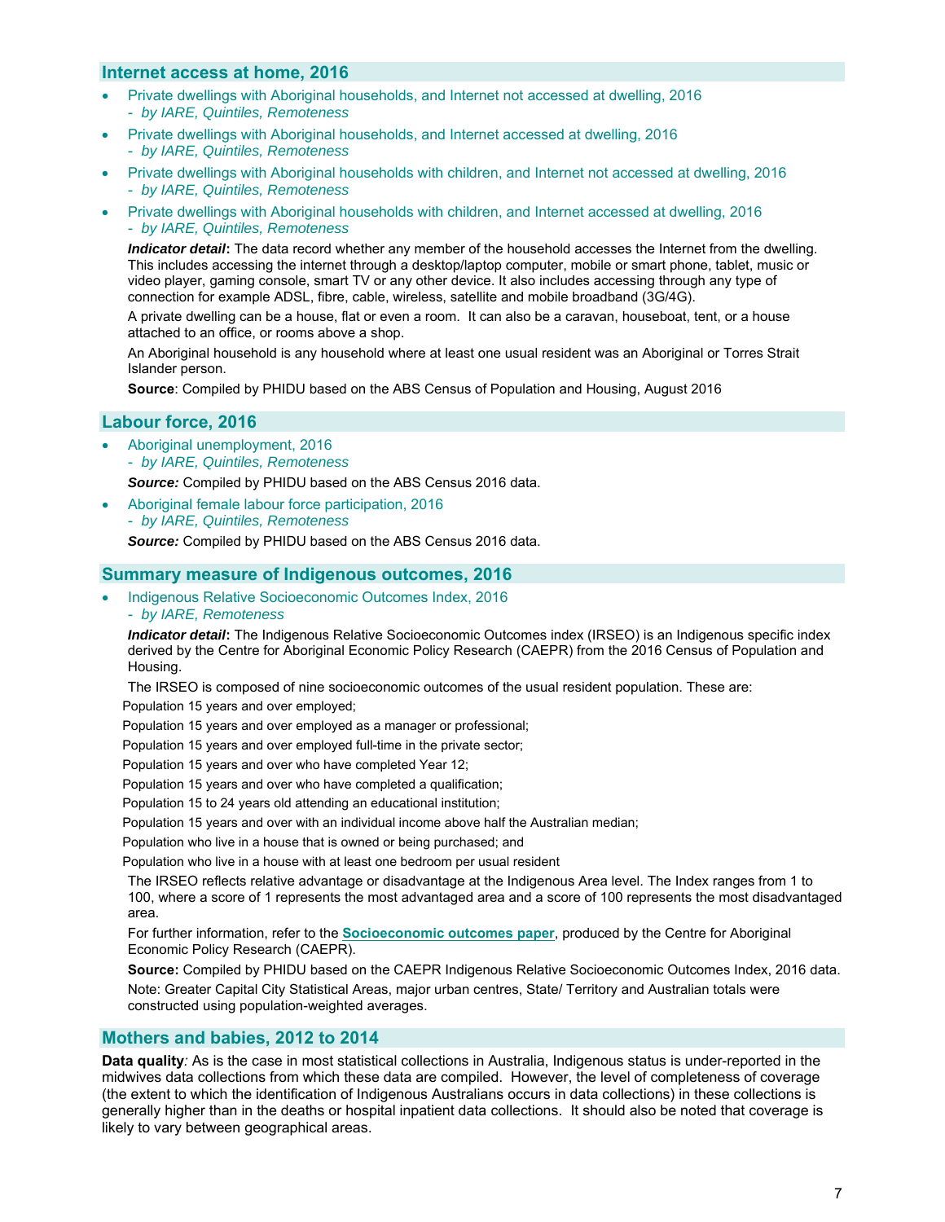## Internet access at home, 2016

- Private dwellings with Aboriginal households, and Internet not accessed at dwelling, 2016
  - *by IARE, Quintiles, Remoteness*
- Private dwellings with Aboriginal households, and Internet accessed at dwelling, 2016
  - *by IARE, Quintiles, Remoteness*
- Private dwellings with Aboriginal households with children, and Internet not accessed at dwelling, 2016
  - *by IARE, Quintiles, Remoteness*
- Private dwellings with Aboriginal households with children, and Internet accessed at dwelling, 2016
  - *by IARE, Quintiles, Remoteness*

***Indicator detail*:** The data record whether any member of the household accesses the Internet from the dwelling. This includes accessing the internet through a desktop/laptop computer, mobile or smart phone, tablet, music or video player, gaming console, smart TV or any other device. It also includes accessing through any type of connection for example ADSL, fibre, cable, wireless, satellite and mobile broadband (3G/4G).

A private dwelling can be a house, flat or even a room. It can also be a caravan, houseboat, tent, or a house attached to an office, or rooms above a shop.

An Aboriginal household is any household where at least one usual resident was an Aboriginal or Torres Strait Islander person.

**Source**: Compiled by PHIDU based on the ABS Census of Population and Housing, August 2016

## Labour force, 2016

- Aboriginal unemployment, 2016
  - *by IARE, Quintiles, Remoteness*

***Source:*** Compiled by PHIDU based on the ABS Census 2016 data.

- Aboriginal female labour force participation, 2016
  - *by IARE, Quintiles, Remoteness*

***Source:*** Compiled by PHIDU based on the ABS Census 2016 data.

## Summary measure of Indigenous outcomes, 2016

- Indigenous Relative Socioeconomic Outcomes Index, 2016
  - *by IARE, Remoteness*

***Indicator detail*:** The Indigenous Relative Socioeconomic Outcomes index (IRSEO) is an Indigenous specific index derived by the Centre for Aboriginal Economic Policy Research (CAEPR) from the 2016 Census of Population and Housing.

The IRSEO is composed of nine socioeconomic outcomes of the usual resident population. These are:

Population 15 years and over employed;

Population 15 years and over employed as a manager or professional;

Population 15 years and over employed full-time in the private sector;

Population 15 years and over who have completed Year 12;

Population 15 years and over who have completed a qualification;

Population 15 to 24 years old attending an educational institution;

Population 15 years and over with an individual income above half the Australian median;

Population who live in a house that is owned or being purchased; and

Population who live in a house with at least one bedroom per usual resident

The IRSEO reflects relative advantage or disadvantage at the Indigenous Area level. The Index ranges from 1 to 100, where a score of 1 represents the most advantaged area and a score of 100 represents the most disadvantaged area.

For further information, refer to the **Socioeconomic outcomes paper**, produced by the Centre for Aboriginal Economic Policy Research (CAEPR).

**Source:** Compiled by PHIDU based on the CAEPR Indigenous Relative Socioeconomic Outcomes Index, 2016 data.

Note: Greater Capital City Statistical Areas, major urban centres, State/ Territory and Australian totals were constructed using population-weighted averages.

## Mothers and babies, 2012 to 2014

**Data quality***:* As is the case in most statistical collections in Australia, Indigenous status is under-reported in the midwives data collections from which these data are compiled. However, the level of completeness of coverage (the extent to which the identification of Indigenous Australians occurs in data collections) in these collections is generally higher than in the deaths or hospital inpatient data collections. It should also be noted that coverage is likely to vary between geographical areas.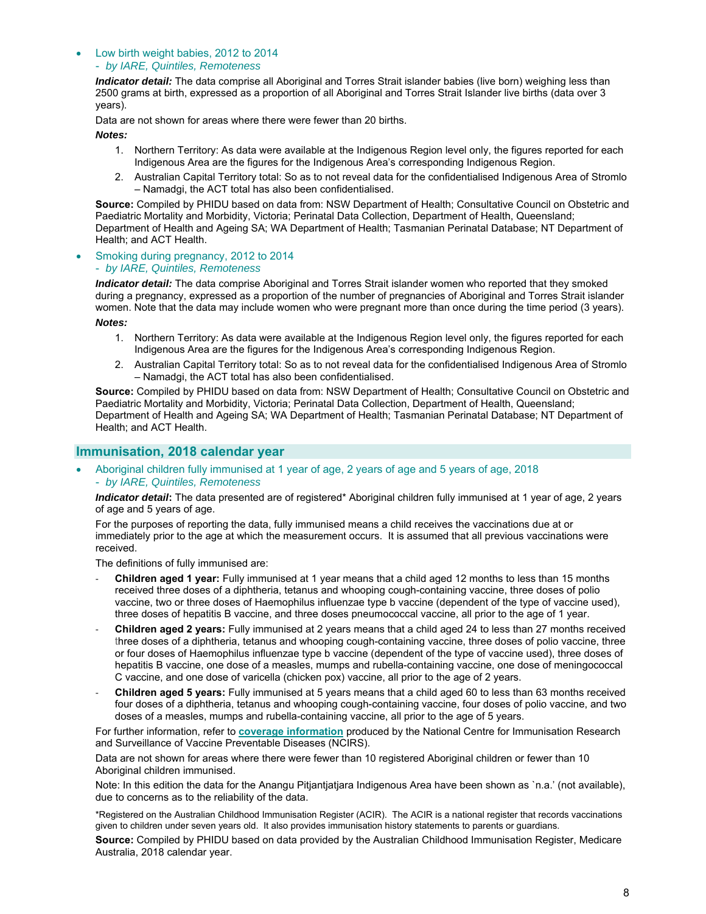- Low birth weight babies, 2012 to 2014
  *- by IARE, Quintiles, Remoteness*

  ***Indicator detail:*** The data comprise all Aboriginal and Torres Strait islander babies (live born) weighing less than 2500 grams at birth, expressed as a proportion of all Aboriginal and Torres Strait Islander live births (data over 3 years).

  Data are not shown for areas where there were fewer than 20 births.

  ***Notes:***

  1. Northern Territory: As data were available at the Indigenous Region level only, the figures reported for each Indigenous Area are the figures for the Indigenous Area's corresponding Indigenous Region.
  2. Australian Capital Territory total: So as to not reveal data for the confidentialised Indigenous Area of Stromlo – Namadgi, the ACT total has also been confidentialised.

  **Source:** Compiled by PHIDU based on data from: NSW Department of Health; Consultative Council on Obstetric and Paediatric Mortality and Morbidity, Victoria; Perinatal Data Collection, Department of Health, Queensland; Department of Health and Ageing SA; WA Department of Health; Tasmanian Perinatal Database; NT Department of Health; and ACT Health.

- Smoking during pregnancy, 2012 to 2014
  *- by IARE, Quintiles, Remoteness*

  ***Indicator detail:*** The data comprise Aboriginal and Torres Strait islander women who reported that they smoked during a pregnancy, expressed as a proportion of the number of pregnancies of Aboriginal and Torres Strait islander women. Note that the data may include women who were pregnant more than once during the time period (3 years).

  ***Notes:***

  1. Northern Territory: As data were available at the Indigenous Region level only, the figures reported for each Indigenous Area are the figures for the Indigenous Area's corresponding Indigenous Region.
  2. Australian Capital Territory total: So as to not reveal data for the confidentialised Indigenous Area of Stromlo – Namadgi, the ACT total has also been confidentialised.

  **Source:** Compiled by PHIDU based on data from: NSW Department of Health; Consultative Council on Obstetric and Paediatric Mortality and Morbidity, Victoria; Perinatal Data Collection, Department of Health, Queensland; Department of Health and Ageing SA; WA Department of Health; Tasmanian Perinatal Database; NT Department of Health; and ACT Health.

## Immunisation, 2018 calendar year

- Aboriginal children fully immunised at 1 year of age, 2 years of age and 5 years of age, 2018
  *- by IARE, Quintiles, Remoteness*

  ***Indicator detail*:** The data presented are of registered* Aboriginal children fully immunised at 1 year of age, 2 years of age and 5 years of age.

  For the purposes of reporting the data, fully immunised means a child receives the vaccinations due at or immediately prior to the age at which the measurement occurs. It is assumed that all previous vaccinations were received.

  The definitions of fully immunised are:

  - **Children aged 1 year:** Fully immunised at 1 year means that a child aged 12 months to less than 15 months received three doses of a diphtheria, tetanus and whooping cough-containing vaccine, three doses of polio vaccine, two or three doses of Haemophilus influenzae type b vaccine (dependent of the type of vaccine used), three doses of hepatitis B vaccine, and three doses pneumococcal vaccine, all prior to the age of 1 year.
  - **Children aged 2 years:** Fully immunised at 2 years means that a child aged 24 to less than 27 months received three doses of a diphtheria, tetanus and whooping cough-containing vaccine, three doses of polio vaccine, three or four doses of Haemophilus influenzae type b vaccine (dependent of the type of vaccine used), three doses of hepatitis B vaccine, one dose of a measles, mumps and rubella-containing vaccine, one dose of meningococcal C vaccine, and one dose of varicella (chicken pox) vaccine, all prior to the age of 2 years.
  - **Children aged 5 years:** Fully immunised at 5 years means that a child aged 60 to less than 63 months received four doses of a diphtheria, tetanus and whooping cough-containing vaccine, four doses of polio vaccine, and two doses of a measles, mumps and rubella-containing vaccine, all prior to the age of 5 years.

  For further information, refer to **coverage information** produced by the National Centre for Immunisation Research and Surveillance of Vaccine Preventable Diseases (NCIRS).

  Data are not shown for areas where there were fewer than 10 registered Aboriginal children or fewer than 10 Aboriginal children immunised.

  Note: In this edition the data for the Anangu Pitjantjatjara Indigenous Area have been shown as 'n.a.' (not available), due to concerns as to the reliability of the data.

  *Registered on the Australian Childhood Immunisation Register (ACIR). The ACIR is a national register that records vaccinations given to children under seven years old. It also provides immunisation history statements to parents or guardians.

  **Source:** Compiled by PHIDU based on data provided by the Australian Childhood Immunisation Register, Medicare Australia, 2018 calendar year.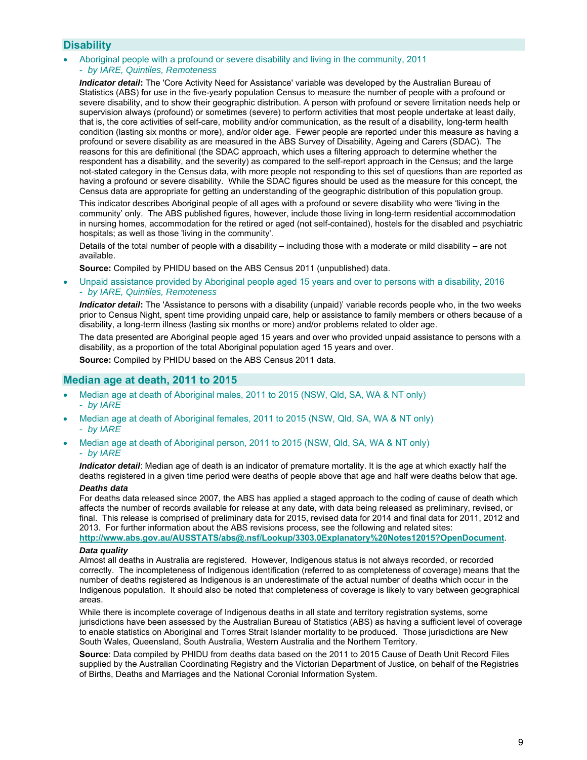## Disability

- Aboriginal people with a profound or severe disability and living in the community, 2011
  - *by IARE, Quintiles, Remoteness*

  ***Indicator detail*:** The 'Core Activity Need for Assistance' variable was developed by the Australian Bureau of Statistics (ABS) for use in the five-yearly population Census to measure the number of people with a profound or severe disability, and to show their geographic distribution. A person with profound or severe limitation needs help or supervision always (profound) or sometimes (severe) to perform activities that most people undertake at least daily, that is, the core activities of self-care, mobility and/or communication, as the result of a disability, long-term health condition (lasting six months or more), and/or older age. Fewer people are reported under this measure as having a profound or severe disability as are measured in the ABS Survey of Disability, Ageing and Carers (SDAC). The reasons for this are definitional (the SDAC approach, which uses a filtering approach to determine whether the respondent has a disability, and the severity) as compared to the self-report approach in the Census; and the large not-stated category in the Census data, with more people not responding to this set of questions than are reported as having a profound or severe disability. While the SDAC figures should be used as the measure for this concept, the Census data are appropriate for getting an understanding of the geographic distribution of this population group.

  This indicator describes Aboriginal people of all ages with a profound or severe disability who were 'living in the community' only. The ABS published figures, however, include those living in long-term residential accommodation in nursing homes, accommodation for the retired or aged (not self-contained), hostels for the disabled and psychiatric hospitals; as well as those 'living in the community'.

  Details of the total number of people with a disability – including those with a moderate or mild disability – are not available.

  **Source:** Compiled by PHIDU based on the ABS Census 2011 (unpublished) data.

- Unpaid assistance provided by Aboriginal people aged 15 years and over to persons with a disability, 2016
  - *by IARE, Quintiles, Remoteness*

  ***Indicator detail*:** The 'Assistance to persons with a disability (unpaid)' variable records people who, in the two weeks prior to Census Night, spent time providing unpaid care, help or assistance to family members or others because of a disability, a long-term illness (lasting six months or more) and/or problems related to older age.

  The data presented are Aboriginal people aged 15 years and over who provided unpaid assistance to persons with a disability, as a proportion of the total Aboriginal population aged 15 years and over.

  **Source:** Compiled by PHIDU based on the ABS Census 2011 data.

## Median age at death, 2011 to 2015

- Median age at death of Aboriginal males, 2011 to 2015 (NSW, Qld, SA, WA & NT only)
  - *by IARE*
- Median age at death of Aboriginal females, 2011 to 2015 (NSW, Qld, SA, WA & NT only)
  - *by IARE*
- Median age at death of Aboriginal person, 2011 to 2015 (NSW, Qld, SA, WA & NT only)
  - *by IARE*

  ***Indicator detail***: Median age of death is an indicator of premature mortality. It is the age at which exactly half the deaths registered in a given time period were deaths of people above that age and half were deaths below that age.

  ***Deaths data***

  For deaths data released since 2007, the ABS has applied a staged approach to the coding of cause of death which affects the number of records available for release at any date, with data being released as preliminary, revised, or final. This release is comprised of preliminary data for 2015, revised data for 2014 and final data for 2011, 2012 and 2013. For further information about the ABS revisions process, see the following and related sites: **http://www.abs.gov.au/AUSSTATS/abs@.nsf/Lookup/3303.0Explanatory%20Notes12015?OpenDocument**.

  ***Data quality***

  Almost all deaths in Australia are registered. However, Indigenous status is not always recorded, or recorded correctly. The incompleteness of Indigenous identification (referred to as completeness of coverage) means that the number of deaths registered as Indigenous is an underestimate of the actual number of deaths which occur in the Indigenous population. It should also be noted that completeness of coverage is likely to vary between geographical areas.

  While there is incomplete coverage of Indigenous deaths in all state and territory registration systems, some jurisdictions have been assessed by the Australian Bureau of Statistics (ABS) as having a sufficient level of coverage to enable statistics on Aboriginal and Torres Strait Islander mortality to be produced. Those jurisdictions are New South Wales, Queensland, South Australia, Western Australia and the Northern Territory.

  **Source**: Data compiled by PHIDU from deaths data based on the 2011 to 2015 Cause of Death Unit Record Files supplied by the Australian Coordinating Registry and the Victorian Department of Justice, on behalf of the Registries of Births, Deaths and Marriages and the National Coronial Information System.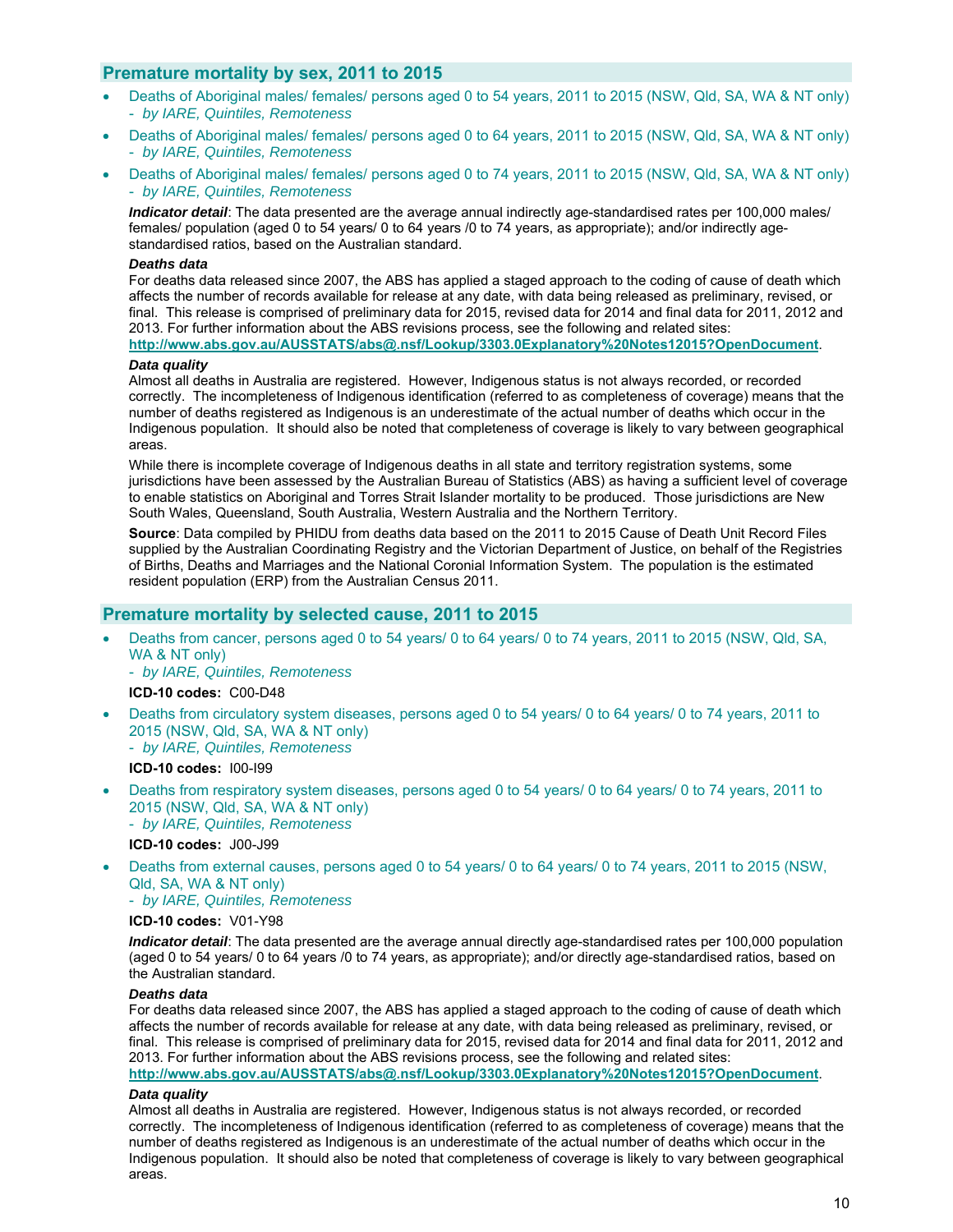## Premature mortality by sex, 2011 to 2015

- Deaths of Aboriginal males/ females/ persons aged 0 to 54 years, 2011 to 2015 (NSW, Qld, SA, WA & NT only)
  - *by IARE, Quintiles, Remoteness*
- Deaths of Aboriginal males/ females/ persons aged 0 to 64 years, 2011 to 2015 (NSW, Qld, SA, WA & NT only)
  - *by IARE, Quintiles, Remoteness*
- Deaths of Aboriginal males/ females/ persons aged 0 to 74 years, 2011 to 2015 (NSW, Qld, SA, WA & NT only)
  - *by IARE, Quintiles, Remoteness*

***Indicator detail***: The data presented are the average annual indirectly age-standardised rates per 100,000 males/ females/ population (aged 0 to 54 years/ 0 to 64 years /0 to 74 years, as appropriate); and/or indirectly age-standardised ratios, based on the Australian standard.

***Deaths data***

For deaths data released since 2007, the ABS has applied a staged approach to the coding of cause of death which affects the number of records available for release at any date, with data being released as preliminary, revised, or final. This release is comprised of preliminary data for 2015, revised data for 2014 and final data for 2011, 2012 and 2013. For further information about the ABS revisions process, see the following and related sites: **http://www.abs.gov.au/AUSSTATS/abs@.nsf/Lookup/3303.0Explanatory%20Notes12015?OpenDocument**.

***Data quality***

Almost all deaths in Australia are registered. However, Indigenous status is not always recorded, or recorded correctly. The incompleteness of Indigenous identification (referred to as completeness of coverage) means that the number of deaths registered as Indigenous is an underestimate of the actual number of deaths which occur in the Indigenous population. It should also be noted that completeness of coverage is likely to vary between geographical areas.

While there is incomplete coverage of Indigenous deaths in all state and territory registration systems, some jurisdictions have been assessed by the Australian Bureau of Statistics (ABS) as having a sufficient level of coverage to enable statistics on Aboriginal and Torres Strait Islander mortality to be produced. Those jurisdictions are New South Wales, Queensland, South Australia, Western Australia and the Northern Territory.

**Source**: Data compiled by PHIDU from deaths data based on the 2011 to 2015 Cause of Death Unit Record Files supplied by the Australian Coordinating Registry and the Victorian Department of Justice, on behalf of the Registries of Births, Deaths and Marriages and the National Coronial Information System. The population is the estimated resident population (ERP) from the Australian Census 2011.

## Premature mortality by selected cause, 2011 to 2015

- Deaths from cancer, persons aged 0 to 54 years/ 0 to 64 years/ 0 to 74 years, 2011 to 2015 (NSW, Qld, SA, WA & NT only)
  - *by IARE, Quintiles, Remoteness*

  **ICD-10 codes:** C00-D48
- Deaths from circulatory system diseases, persons aged 0 to 54 years/ 0 to 64 years/ 0 to 74 years, 2011 to 2015 (NSW, Qld, SA, WA & NT only)
  - *by IARE, Quintiles, Remoteness*

  **ICD-10 codes:** I00-I99
- Deaths from respiratory system diseases, persons aged 0 to 54 years/ 0 to 64 years/ 0 to 74 years, 2011 to 2015 (NSW, Qld, SA, WA & NT only)
  - *by IARE, Quintiles, Remoteness*

  **ICD-10 codes:** J00-J99
- Deaths from external causes, persons aged 0 to 54 years/ 0 to 64 years/ 0 to 74 years, 2011 to 2015 (NSW, Qld, SA, WA & NT only)
  - *by IARE, Quintiles, Remoteness*

  **ICD-10 codes:** V01-Y98

***Indicator detail***: The data presented are the average annual directly age-standardised rates per 100,000 population (aged 0 to 54 years/ 0 to 64 years /0 to 74 years, as appropriate); and/or directly age-standardised ratios, based on the Australian standard.

***Deaths data***

For deaths data released since 2007, the ABS has applied a staged approach to the coding of cause of death which affects the number of records available for release at any date, with data being released as preliminary, revised, or final. This release is comprised of preliminary data for 2015, revised data for 2014 and final data for 2011, 2012 and 2013. For further information about the ABS revisions process, see the following and related sites: **http://www.abs.gov.au/AUSSTATS/abs@.nsf/Lookup/3303.0Explanatory%20Notes12015?OpenDocument**.

***Data quality***

Almost all deaths in Australia are registered. However, Indigenous status is not always recorded, or recorded correctly. The incompleteness of Indigenous identification (referred to as completeness of coverage) means that the number of deaths registered as Indigenous is an underestimate of the actual number of deaths which occur in the Indigenous population. It should also be noted that completeness of coverage is likely to vary between geographical areas.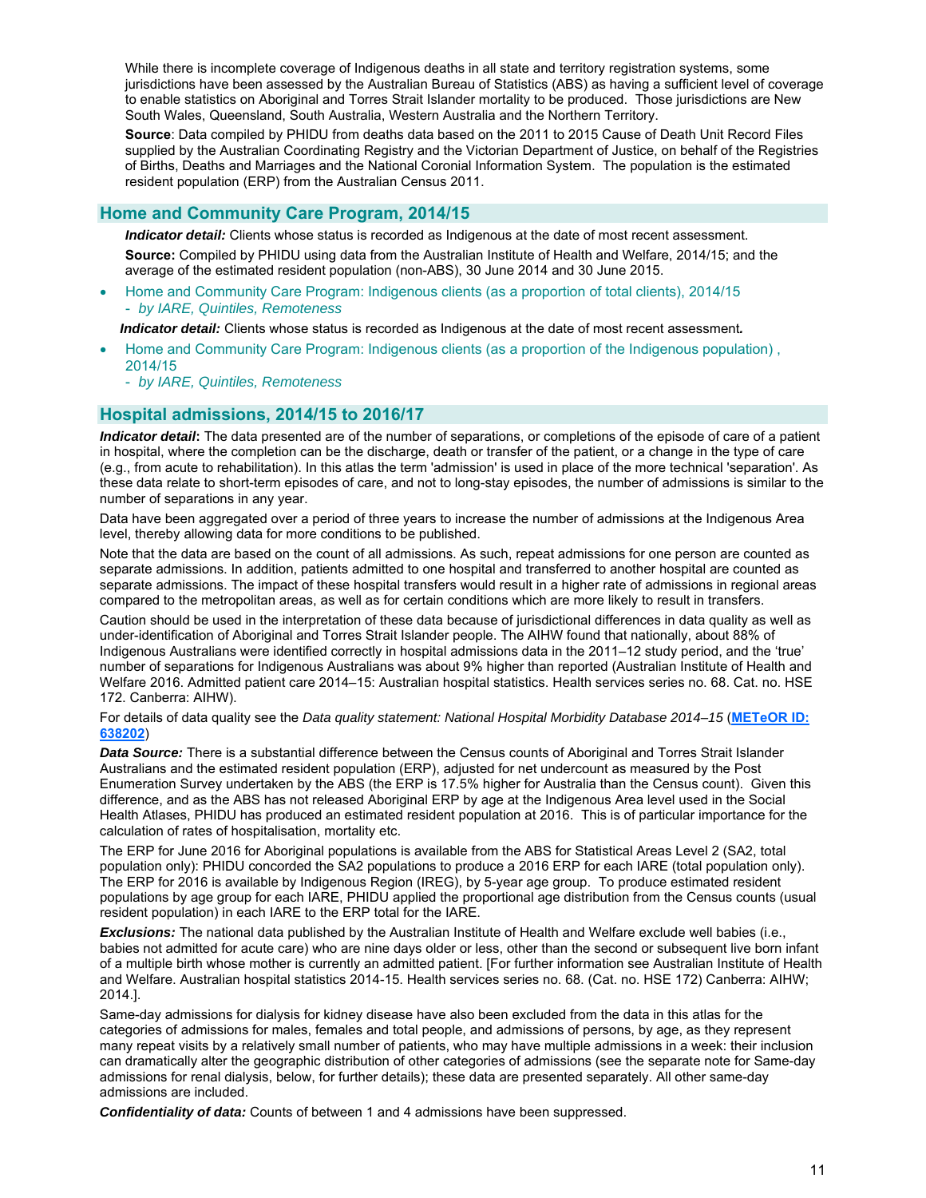While there is incomplete coverage of Indigenous deaths in all state and territory registration systems, some jurisdictions have been assessed by the Australian Bureau of Statistics (ABS) as having a sufficient level of coverage to enable statistics on Aboriginal and Torres Strait Islander mortality to be produced. Those jurisdictions are New South Wales, Queensland, South Australia, Western Australia and the Northern Territory.

**Source**: Data compiled by PHIDU from deaths data based on the 2011 to 2015 Cause of Death Unit Record Files supplied by the Australian Coordinating Registry and the Victorian Department of Justice, on behalf of the Registries of Births, Deaths and Marriages and the National Coronial Information System. The population is the estimated resident population (ERP) from the Australian Census 2011.

## Home and Community Care Program, 2014/15

***Indicator detail:*** Clients whose status is recorded as Indigenous at the date of most recent assessment.

**Source:** Compiled by PHIDU using data from the Australian Institute of Health and Welfare, 2014/15; and the average of the estimated resident population (non-ABS), 30 June 2014 and 30 June 2015.

- Home and Community Care Program: Indigenous clients (as a proportion of total clients), 2014/15
  - *by IARE, Quintiles, Remoteness*

***Indicator detail:*** Clients whose status is recorded as Indigenous at the date of most recent assessment.

- Home and Community Care Program: Indigenous clients (as a proportion of the Indigenous population) , 2014/15
  - *by IARE, Quintiles, Remoteness*

## Hospital admissions, 2014/15 to 2016/17

***Indicator detail*:** The data presented are of the number of separations, or completions of the episode of care of a patient in hospital, where the completion can be the discharge, death or transfer of the patient, or a change in the type of care (e.g., from acute to rehabilitation). In this atlas the term 'admission' is used in place of the more technical 'separation'. As these data relate to short-term episodes of care, and not to long-stay episodes, the number of admissions is similar to the number of separations in any year.

Data have been aggregated over a period of three years to increase the number of admissions at the Indigenous Area level, thereby allowing data for more conditions to be published.

Note that the data are based on the count of all admissions. As such, repeat admissions for one person are counted as separate admissions. In addition, patients admitted to one hospital and transferred to another hospital are counted as separate admissions. The impact of these hospital transfers would result in a higher rate of admissions in regional areas compared to the metropolitan areas, as well as for certain conditions which are more likely to result in transfers.

Caution should be used in the interpretation of these data because of jurisdictional differences in data quality as well as under-identification of Aboriginal and Torres Strait Islander people. The AIHW found that nationally, about 88% of Indigenous Australians were identified correctly in hospital admissions data in the 2011–12 study period, and the 'true' number of separations for Indigenous Australians was about 9% higher than reported (Australian Institute of Health and Welfare 2016. Admitted patient care 2014–15: Australian hospital statistics. Health services series no. 68. Cat. no. HSE 172. Canberra: AIHW).

For details of data quality see the *Data quality statement: National Hospital Morbidity Database 2014–15* (**METeOR ID: 638202**)

***Data Source:*** There is a substantial difference between the Census counts of Aboriginal and Torres Strait Islander Australians and the estimated resident population (ERP), adjusted for net undercount as measured by the Post Enumeration Survey undertaken by the ABS (the ERP is 17.5% higher for Australia than the Census count). Given this difference, and as the ABS has not released Aboriginal ERP by age at the Indigenous Area level used in the Social Health Atlases, PHIDU has produced an estimated resident population at 2016. This is of particular importance for the calculation of rates of hospitalisation, mortality etc.

The ERP for June 2016 for Aboriginal populations is available from the ABS for Statistical Areas Level 2 (SA2, total population only): PHIDU concorded the SA2 populations to produce a 2016 ERP for each IARE (total population only). The ERP for 2016 is available by Indigenous Region (IREG), by 5-year age group. To produce estimated resident populations by age group for each IARE, PHIDU applied the proportional age distribution from the Census counts (usual resident population) in each IARE to the ERP total for the IARE.

***Exclusions:*** The national data published by the Australian Institute of Health and Welfare exclude well babies (i.e., babies not admitted for acute care) who are nine days older or less, other than the second or subsequent live born infant of a multiple birth whose mother is currently an admitted patient. [For further information see Australian Institute of Health and Welfare. Australian hospital statistics 2014-15. Health services series no. 68. (Cat. no. HSE 172) Canberra: AIHW; 2014.].

Same-day admissions for dialysis for kidney disease have also been excluded from the data in this atlas for the categories of admissions for males, females and total people, and admissions of persons, by age, as they represent many repeat visits by a relatively small number of patients, who may have multiple admissions in a week: their inclusion can dramatically alter the geographic distribution of other categories of admissions (see the separate note for Same-day admissions for renal dialysis, below, for further details); these data are presented separately. All other same-day admissions are included.

***Confidentiality of data:*** Counts of between 1 and 4 admissions have been suppressed.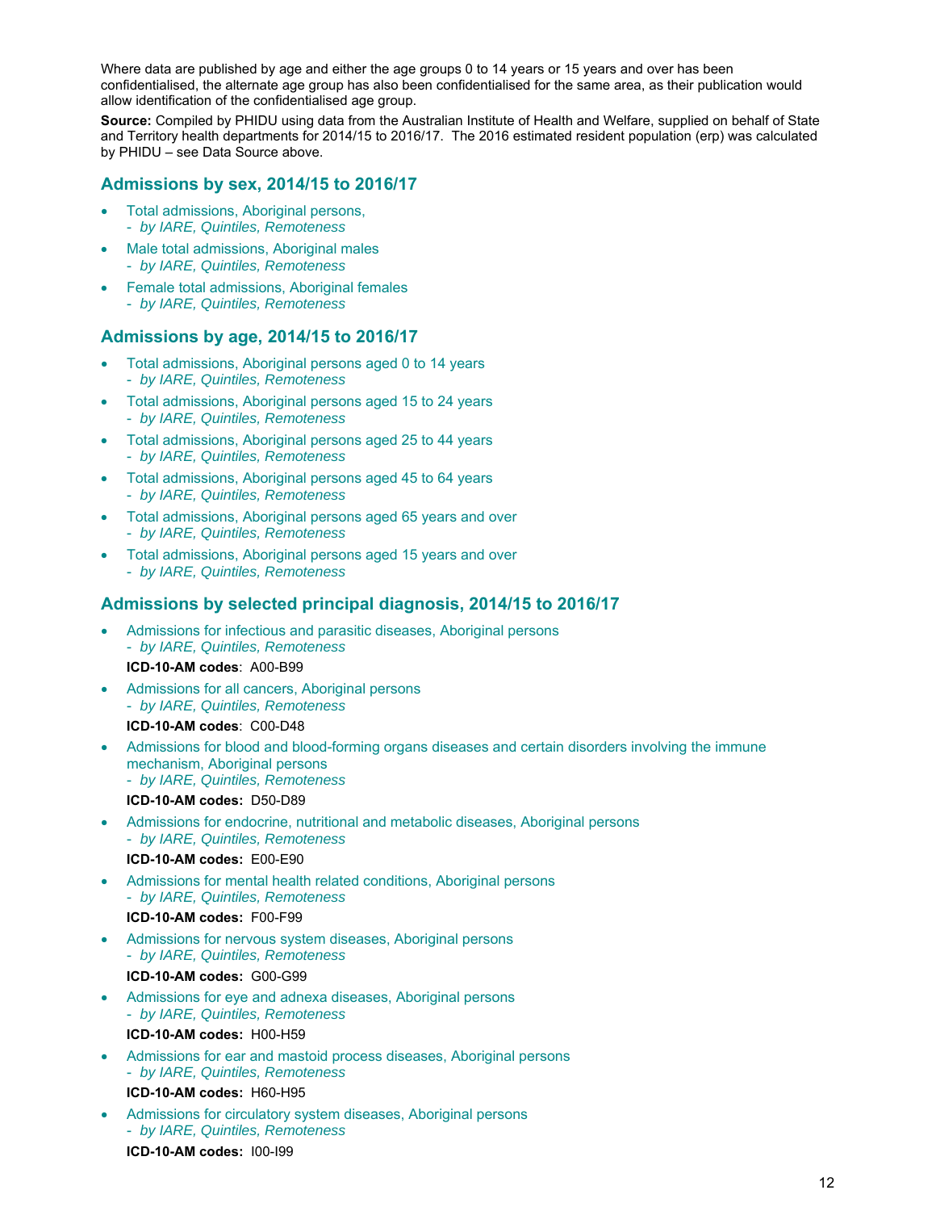Where data are published by age and either the age groups 0 to 14 years or 15 years and over has been confidentialised, the alternate age group has also been confidentialised for the same area, as their publication would allow identification of the confidentialised age group.

**Source:** Compiled by PHIDU using data from the Australian Institute of Health and Welfare, supplied on behalf of State and Territory health departments for 2014/15 to 2016/17. The 2016 estimated resident population (erp) was calculated by PHIDU – see Data Source above.

## Admissions by sex, 2014/15 to 2016/17

- Total admissions, Aboriginal persons,
  - *by IARE, Quintiles, Remoteness*
- Male total admissions, Aboriginal males
  - *by IARE, Quintiles, Remoteness*
- Female total admissions, Aboriginal females
  - *by IARE, Quintiles, Remoteness*

## Admissions by age, 2014/15 to 2016/17

- Total admissions, Aboriginal persons aged 0 to 14 years
  - *by IARE, Quintiles, Remoteness*
- Total admissions, Aboriginal persons aged 15 to 24 years
  - *by IARE, Quintiles, Remoteness*
- Total admissions, Aboriginal persons aged 25 to 44 years
  - *by IARE, Quintiles, Remoteness*
- Total admissions, Aboriginal persons aged 45 to 64 years
  - *by IARE, Quintiles, Remoteness*
- Total admissions, Aboriginal persons aged 65 years and over
  - *by IARE, Quintiles, Remoteness*
- Total admissions, Aboriginal persons aged 15 years and over
  - *by IARE, Quintiles, Remoteness*

## Admissions by selected principal diagnosis, 2014/15 to 2016/17

- Admissions for infectious and parasitic diseases, Aboriginal persons
  - *by IARE, Quintiles, Remoteness*

  **ICD-10-AM codes**: A00-B99
- Admissions for all cancers, Aboriginal persons
  - *by IARE, Quintiles, Remoteness*

  **ICD-10-AM codes**: C00-D48
- Admissions for blood and blood-forming organs diseases and certain disorders involving the immune mechanism, Aboriginal persons
  - *by IARE, Quintiles, Remoteness*

  **ICD-10-AM codes:** D50-D89
- Admissions for endocrine, nutritional and metabolic diseases, Aboriginal persons
  - *by IARE, Quintiles, Remoteness*

  **ICD-10-AM codes:** E00-E90
- Admissions for mental health related conditions, Aboriginal persons
  - *by IARE, Quintiles, Remoteness*

  **ICD-10-AM codes:** F00-F99
- Admissions for nervous system diseases, Aboriginal persons
  - *by IARE, Quintiles, Remoteness*

  **ICD-10-AM codes:** G00-G99
- Admissions for eye and adnexa diseases, Aboriginal persons
  - *by IARE, Quintiles, Remoteness*

  **ICD-10-AM codes:** H00-H59
- Admissions for ear and mastoid process diseases, Aboriginal persons
  - *by IARE, Quintiles, Remoteness*

  **ICD-10-AM codes:** H60-H95
- Admissions for circulatory system diseases, Aboriginal persons
  - *by IARE, Quintiles, Remoteness*

  **ICD-10-AM codes:** I00-I99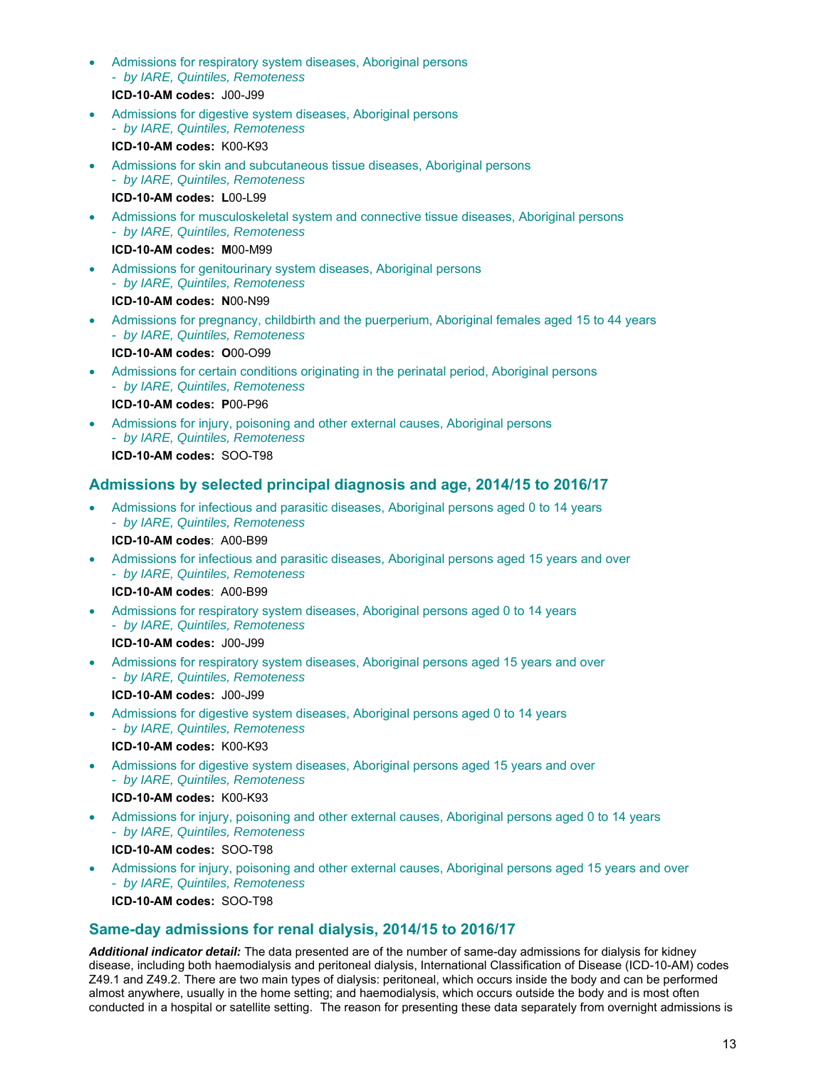- Admissions for respiratory system diseases, Aboriginal persons
  - *by IARE, Quintiles, Remoteness*

  **ICD-10-AM codes:** J00-J99

- Admissions for digestive system diseases, Aboriginal persons
  - *by IARE, Quintiles, Remoteness*

  **ICD-10-AM codes:** K00-K93

- Admissions for skin and subcutaneous tissue diseases, Aboriginal persons
  - *by IARE, Quintiles, Remoteness*

  **ICD-10-AM codes: L**00-L99

- Admissions for musculoskeletal system and connective tissue diseases, Aboriginal persons
  - *by IARE, Quintiles, Remoteness*

  **ICD-10-AM codes: M**00-M99

- Admissions for genitourinary system diseases, Aboriginal persons
  - *by IARE, Quintiles, Remoteness*

  **ICD-10-AM codes: N**00-N99

- Admissions for pregnancy, childbirth and the puerperium, Aboriginal females aged 15 to 44 years
  - *by IARE, Quintiles, Remoteness*

  **ICD-10-AM codes: O**00-O99

- Admissions for certain conditions originating in the perinatal period, Aboriginal persons
  - *by IARE, Quintiles, Remoteness*

  **ICD-10-AM codes: P**00-P96

- Admissions for injury, poisoning and other external causes, Aboriginal persons
  - *by IARE, Quintiles, Remoteness*

  **ICD-10-AM codes:** SOO-T98

## Admissions by selected principal diagnosis and age, 2014/15 to 2016/17

- Admissions for infectious and parasitic diseases, Aboriginal persons aged 0 to 14 years
  - *by IARE, Quintiles, Remoteness*

  **ICD-10-AM codes**: A00-B99

- Admissions for infectious and parasitic diseases, Aboriginal persons aged 15 years and over
  - *by IARE, Quintiles, Remoteness*

  **ICD-10-AM codes**: A00-B99

- Admissions for respiratory system diseases, Aboriginal persons aged 0 to 14 years
  - *by IARE, Quintiles, Remoteness*

  **ICD-10-AM codes:** J00-J99

- Admissions for respiratory system diseases, Aboriginal persons aged 15 years and over
  - *by IARE, Quintiles, Remoteness*

  **ICD-10-AM codes:** J00-J99

- Admissions for digestive system diseases, Aboriginal persons aged 0 to 14 years
  - *by IARE, Quintiles, Remoteness*

  **ICD-10-AM codes:** K00-K93

- Admissions for digestive system diseases, Aboriginal persons aged 15 years and over
  - *by IARE, Quintiles, Remoteness*

  **ICD-10-AM codes:** K00-K93

- Admissions for injury, poisoning and other external causes, Aboriginal persons aged 0 to 14 years
  - *by IARE, Quintiles, Remoteness*

  **ICD-10-AM codes:** SOO-T98

- Admissions for injury, poisoning and other external causes, Aboriginal persons aged 15 years and over
  - *by IARE, Quintiles, Remoteness*

  **ICD-10-AM codes:** SOO-T98

## Same-day admissions for renal dialysis, 2014/15 to 2016/17

***Additional indicator detail:*** The data presented are of the number of same-day admissions for dialysis for kidney disease, including both haemodialysis and peritoneal dialysis, International Classification of Disease (ICD-10-AM) codes Z49.1 and Z49.2. There are two main types of dialysis: peritoneal, which occurs inside the body and can be performed almost anywhere, usually in the home setting; and haemodialysis, which occurs outside the body and is most often conducted in a hospital or satellite setting. The reason for presenting these data separately from overnight admissions is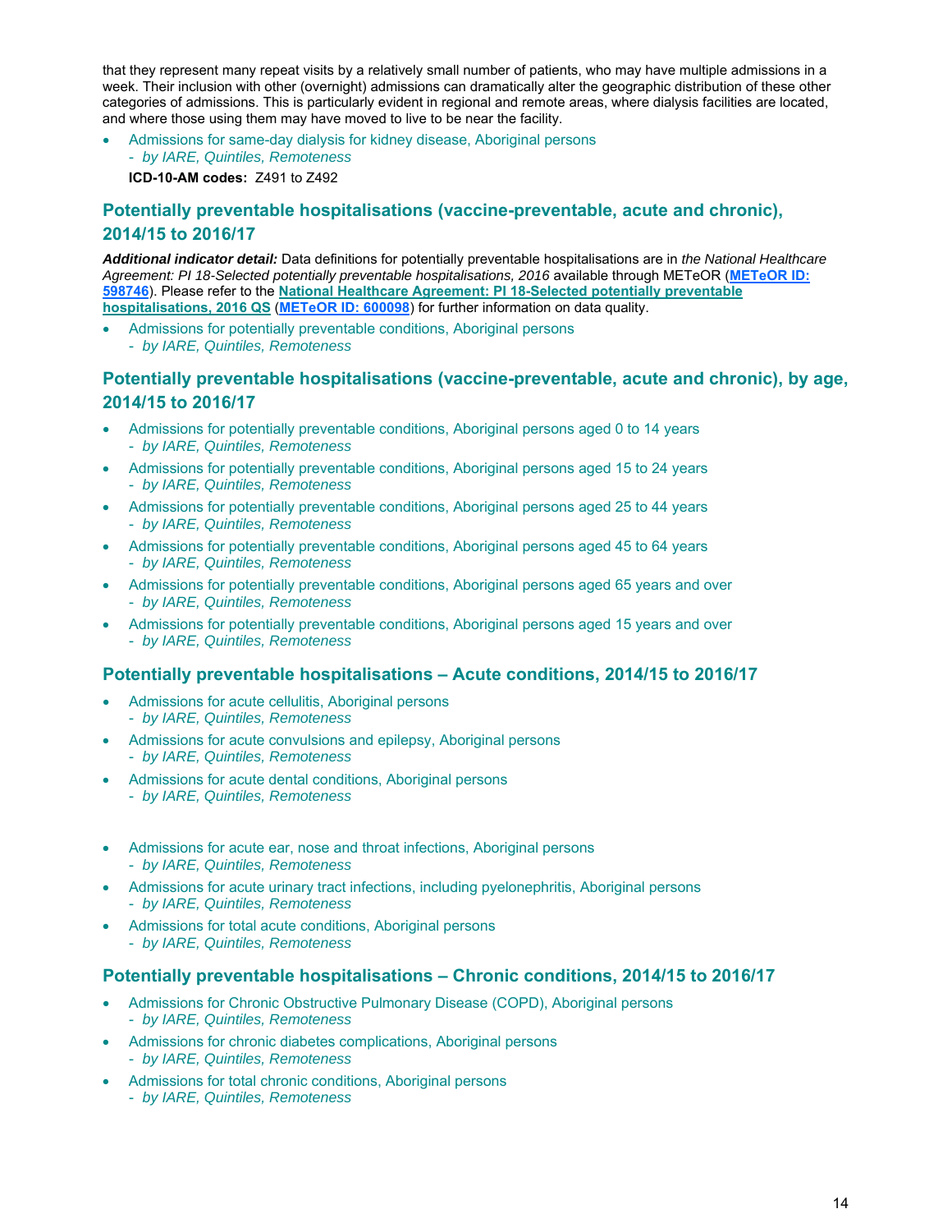that they represent many repeat visits by a relatively small number of patients, who may have multiple admissions in a week. Their inclusion with other (overnight) admissions can dramatically alter the geographic distribution of these other categories of admissions. This is particularly evident in regional and remote areas, where dialysis facilities are located, and where those using them may have moved to live to be near the facility.

- Admissions for same-day dialysis for kidney disease, Aboriginal persons
  - *by IARE, Quintiles, Remoteness*

  **ICD-10-AM codes:** Z491 to Z492

## Potentially preventable hospitalisations (vaccine-preventable, acute and chronic), 2014/15 to 2016/17

***Additional indicator detail:*** Data definitions for potentially preventable hospitalisations are in *the National Healthcare Agreement: PI 18-Selected potentially preventable hospitalisations, 2016* available through METeOR (**METeOR ID: 598746**). Please refer to the **National Healthcare Agreement: PI 18-Selected potentially preventable hospitalisations, 2016 QS** (**METeOR ID: 600098**) for further information on data quality.

- Admissions for potentially preventable conditions, Aboriginal persons
  - *by IARE, Quintiles, Remoteness*

## Potentially preventable hospitalisations (vaccine-preventable, acute and chronic), by age, 2014/15 to 2016/17

- Admissions for potentially preventable conditions, Aboriginal persons aged 0 to 14 years
  - *by IARE, Quintiles, Remoteness*
- Admissions for potentially preventable conditions, Aboriginal persons aged 15 to 24 years
  - *by IARE, Quintiles, Remoteness*
- Admissions for potentially preventable conditions, Aboriginal persons aged 25 to 44 years
  - *by IARE, Quintiles, Remoteness*
- Admissions for potentially preventable conditions, Aboriginal persons aged 45 to 64 years
  - *by IARE, Quintiles, Remoteness*
- Admissions for potentially preventable conditions, Aboriginal persons aged 65 years and over
  - *by IARE, Quintiles, Remoteness*
- Admissions for potentially preventable conditions, Aboriginal persons aged 15 years and over
  - *by IARE, Quintiles, Remoteness*

## Potentially preventable hospitalisations – Acute conditions, 2014/15 to 2016/17

- Admissions for acute cellulitis, Aboriginal persons
  - *by IARE, Quintiles, Remoteness*
- Admissions for acute convulsions and epilepsy, Aboriginal persons
  - *by IARE, Quintiles, Remoteness*
- Admissions for acute dental conditions, Aboriginal persons
  - *by IARE, Quintiles, Remoteness*
- Admissions for acute ear, nose and throat infections, Aboriginal persons
  - *by IARE, Quintiles, Remoteness*
- Admissions for acute urinary tract infections, including pyelonephritis, Aboriginal persons
  - *by IARE, Quintiles, Remoteness*
- Admissions for total acute conditions, Aboriginal persons
  - *by IARE, Quintiles, Remoteness*

## Potentially preventable hospitalisations – Chronic conditions, 2014/15 to 2016/17

- Admissions for Chronic Obstructive Pulmonary Disease (COPD), Aboriginal persons
  - *by IARE, Quintiles, Remoteness*
- Admissions for chronic diabetes complications, Aboriginal persons
  - *by IARE, Quintiles, Remoteness*
- Admissions for total chronic conditions, Aboriginal persons
  - *by IARE, Quintiles, Remoteness*